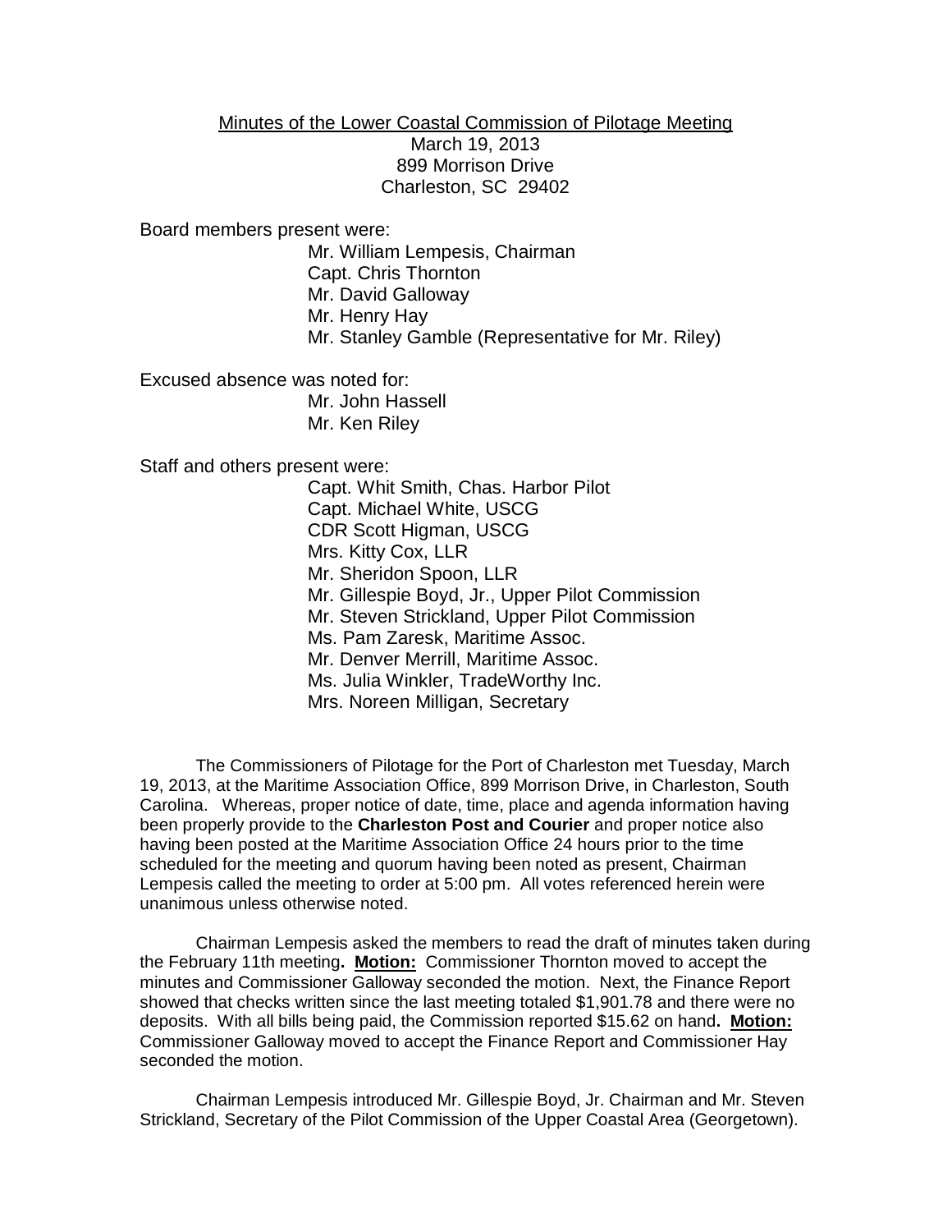Minutes of the Lower Coastal Commission of Pilotage Meeting
March 19, 2013
899 Morrison Drive
Charleston, SC 29402

Board members present were:

Mr. William Lempesis, Chairman
Capt. Chris Thornton
Mr. David Galloway
Mr. Henry Hay
Mr. Stanley Gamble (Representative for Mr. Riley)

Excused absence was noted for:

Mr. John Hassell
Mr. Ken Riley

Staff and others present were:

Capt. Whit Smith, Chas. Harbor Pilot
Capt. Michael White, USCG
CDR Scott Higman, USCG
Mrs. Kitty Cox, LLR
Mr. Sheridon Spoon, LLR
Mr. Gillespie Boyd, Jr., Upper Pilot Commission
Mr. Steven Strickland, Upper Pilot Commission
Ms. Pam Zaresk, Maritime Assoc.
Mr. Denver Merrill, Maritime Assoc.
Ms. Julia Winkler, TradeWorthy Inc.
Mrs. Noreen Milligan, Secretary

The Commissioners of Pilotage for the Port of Charleston met Tuesday, March 19, 2013, at the Maritime Association Office, 899 Morrison Drive, in Charleston, South Carolina. Whereas, proper notice of date, time, place and agenda information having been properly provide to the **Charleston Post and Courier** and proper notice also having been posted at the Maritime Association Office 24 hours prior to the time scheduled for the meeting and quorum having been noted as present, Chairman Lempesis called the meeting to order at 5:00 pm. All votes referenced herein were unanimous unless otherwise noted.

Chairman Lempesis asked the members to read the draft of minutes taken during the February 11th meeting**. Motion:** Commissioner Thornton moved to accept the minutes and Commissioner Galloway seconded the motion. Next, the Finance Report showed that checks written since the last meeting totaled $1,901.78 and there were no deposits. With all bills being paid, the Commission reported $15.62 on hand**. Motion:** Commissioner Galloway moved to accept the Finance Report and Commissioner Hay seconded the motion.

Chairman Lempesis introduced Mr. Gillespie Boyd, Jr. Chairman and Mr. Steven Strickland, Secretary of the Pilot Commission of the Upper Coastal Area (Georgetown).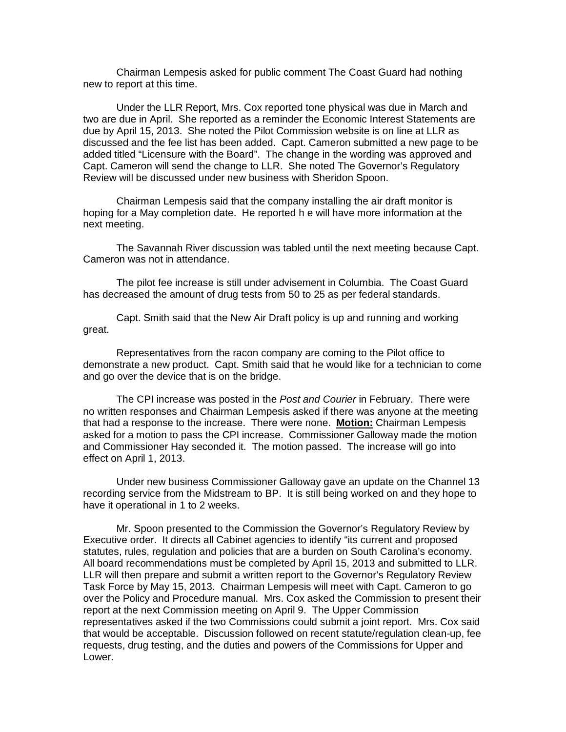Chairman Lempesis asked for public comment The Coast Guard had nothing new to report at this time.

Under the LLR Report, Mrs. Cox reported tone physical was due in March and two are due in April. She reported as a reminder the Economic Interest Statements are due by April 15, 2013. She noted the Pilot Commission website is on line at LLR as discussed and the fee list has been added. Capt. Cameron submitted a new page to be added titled "Licensure with the Board". The change in the wording was approved and Capt. Cameron will send the change to LLR. She noted The Governor's Regulatory Review will be discussed under new business with Sheridon Spoon.

Chairman Lempesis said that the company installing the air draft monitor is hoping for a May completion date. He reported h e will have more information at the next meeting.

The Savannah River discussion was tabled until the next meeting because Capt. Cameron was not in attendance.

The pilot fee increase is still under advisement in Columbia. The Coast Guard has decreased the amount of drug tests from 50 to 25 as per federal standards.

Capt. Smith said that the New Air Draft policy is up and running and working great.

Representatives from the racon company are coming to the Pilot office to demonstrate a new product. Capt. Smith said that he would like for a technician to come and go over the device that is on the bridge.

The CPI increase was posted in the *Post and Courier* in February. There were no written responses and Chairman Lempesis asked if there was anyone at the meeting that had a response to the increase. There were none. **Motion:** Chairman Lempesis asked for a motion to pass the CPI increase. Commissioner Galloway made the motion and Commissioner Hay seconded it. The motion passed. The increase will go into effect on April 1, 2013.

Under new business Commissioner Galloway gave an update on the Channel 13 recording service from the Midstream to BP. It is still being worked on and they hope to have it operational in 1 to 2 weeks.

Mr. Spoon presented to the Commission the Governor's Regulatory Review by Executive order. It directs all Cabinet agencies to identify "its current and proposed statutes, rules, regulation and policies that are a burden on South Carolina's economy. All board recommendations must be completed by April 15, 2013 and submitted to LLR. LLR will then prepare and submit a written report to the Governor's Regulatory Review Task Force by May 15, 2013. Chairman Lempesis will meet with Capt. Cameron to go over the Policy and Procedure manual. Mrs. Cox asked the Commission to present their report at the next Commission meeting on April 9. The Upper Commission representatives asked if the two Commissions could submit a joint report. Mrs. Cox said that would be acceptable. Discussion followed on recent statute/regulation clean-up, fee requests, drug testing, and the duties and powers of the Commissions for Upper and Lower.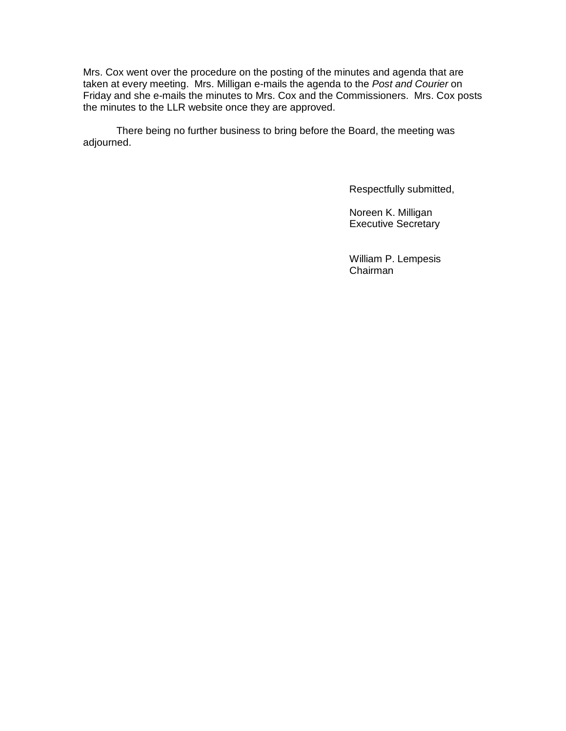Mrs. Cox went over the procedure on the posting of the minutes and agenda that are taken at every meeting. Mrs. Milligan e-mails the agenda to the *Post and Courier* on Friday and she e-mails the minutes to Mrs. Cox and the Commissioners. Mrs. Cox posts the minutes to the LLR website once they are approved.

There being no further business to bring before the Board, the meeting was adjourned.

Respectfully submitted,

Noreen K. Milligan
Executive Secretary

William P. Lempesis
Chairman